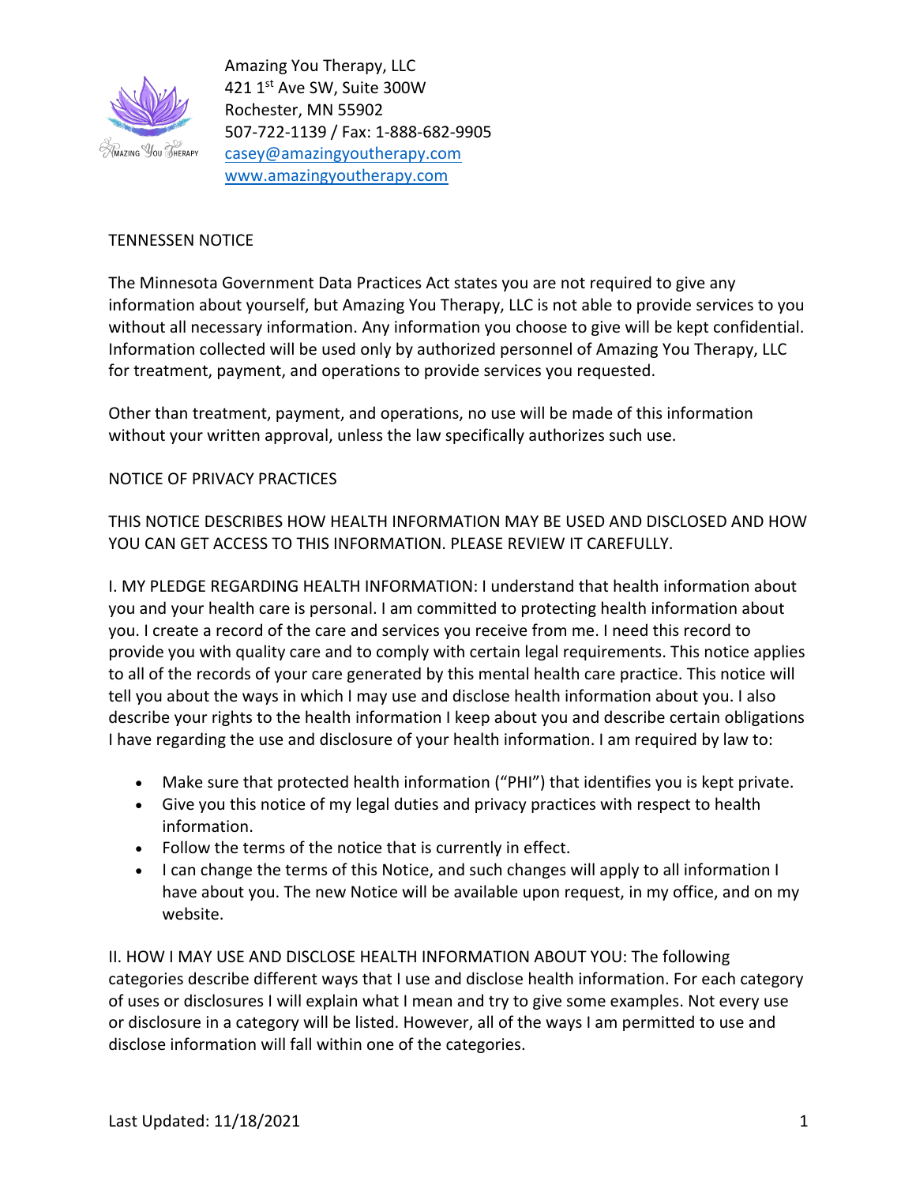Amazing You Therapy, LLC
421 1st Ave SW, Suite 300W
Rochester, MN 55902
507-722-1139 / Fax: 1-888-682-9905
casey@amazingyoutherapy.com
www.amazingyoutherapy.com

## TENNESSEN NOTICE

The Minnesota Government Data Practices Act states you are not required to give any information about yourself, but Amazing You Therapy, LLC is not able to provide services to you without all necessary information. Any information you choose to give will be kept confidential. Information collected will be used only by authorized personnel of Amazing You Therapy, LLC for treatment, payment, and operations to provide services you requested.

Other than treatment, payment, and operations, no use will be made of this information without your written approval, unless the law specifically authorizes such use.

## NOTICE OF PRIVACY PRACTICES

THIS NOTICE DESCRIBES HOW HEALTH INFORMATION MAY BE USED AND DISCLOSED AND HOW YOU CAN GET ACCESS TO THIS INFORMATION. PLEASE REVIEW IT CAREFULLY.

I. MY PLEDGE REGARDING HEALTH INFORMATION: I understand that health information about you and your health care is personal. I am committed to protecting health information about you. I create a record of the care and services you receive from me. I need this record to provide you with quality care and to comply with certain legal requirements. This notice applies to all of the records of your care generated by this mental health care practice. This notice will tell you about the ways in which I may use and disclose health information about you. I also describe your rights to the health information I keep about you and describe certain obligations I have regarding the use and disclosure of your health information. I am required by law to:

- Make sure that protected health information ("PHI") that identifies you is kept private.
- Give you this notice of my legal duties and privacy practices with respect to health information.
- Follow the terms of the notice that is currently in effect.
- I can change the terms of this Notice, and such changes will apply to all information I have about you. The new Notice will be available upon request, in my office, and on my website.

II. HOW I MAY USE AND DISCLOSE HEALTH INFORMATION ABOUT YOU: The following categories describe different ways that I use and disclose health information. For each category of uses or disclosures I will explain what I mean and try to give some examples. Not every use or disclosure in a category will be listed. However, all of the ways I am permitted to use and disclose information will fall within one of the categories.

Last Updated: 11/18/2021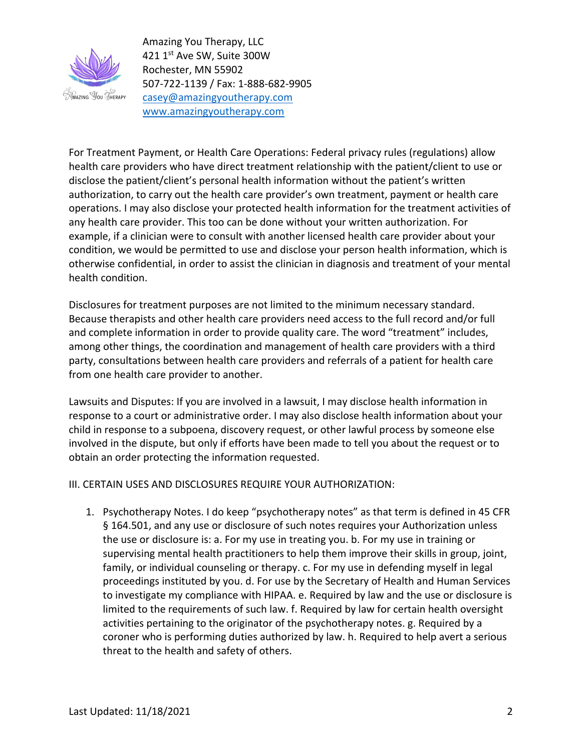Amazing You Therapy, LLC
421 1st Ave SW, Suite 300W
Rochester, MN 55902
507-722-1139 / Fax: 1-888-682-9905
casey@amazingyoutherapy.com
www.amazingyoutherapy.com

For Treatment Payment, or Health Care Operations: Federal privacy rules (regulations) allow health care providers who have direct treatment relationship with the patient/client to use or disclose the patient/client's personal health information without the patient's written authorization, to carry out the health care provider's own treatment, payment or health care operations. I may also disclose your protected health information for the treatment activities of any health care provider. This too can be done without your written authorization. For example, if a clinician were to consult with another licensed health care provider about your condition, we would be permitted to use and disclose your person health information, which is otherwise confidential, in order to assist the clinician in diagnosis and treatment of your mental health condition.

Disclosures for treatment purposes are not limited to the minimum necessary standard. Because therapists and other health care providers need access to the full record and/or full and complete information in order to provide quality care. The word "treatment" includes, among other things, the coordination and management of health care providers with a third party, consultations between health care providers and referrals of a patient for health care from one health care provider to another.

Lawsuits and Disputes: If you are involved in a lawsuit, I may disclose health information in response to a court or administrative order. I may also disclose health information about your child in response to a subpoena, discovery request, or other lawful process by someone else involved in the dispute, but only if efforts have been made to tell you about the request or to obtain an order protecting the information requested.

III. CERTAIN USES AND DISCLOSURES REQUIRE YOUR AUTHORIZATION:

1. Psychotherapy Notes. I do keep "psychotherapy notes" as that term is defined in 45 CFR § 164.501, and any use or disclosure of such notes requires your Authorization unless the use or disclosure is: a. For my use in treating you. b. For my use in training or supervising mental health practitioners to help them improve their skills in group, joint, family, or individual counseling or therapy. c. For my use in defending myself in legal proceedings instituted by you. d. For use by the Secretary of Health and Human Services to investigate my compliance with HIPAA. e. Required by law and the use or disclosure is limited to the requirements of such law. f. Required by law for certain health oversight activities pertaining to the originator of the psychotherapy notes. g. Required by a coroner who is performing duties authorized by law. h. Required to help avert a serious threat to the health and safety of others.

Last Updated: 11/18/2021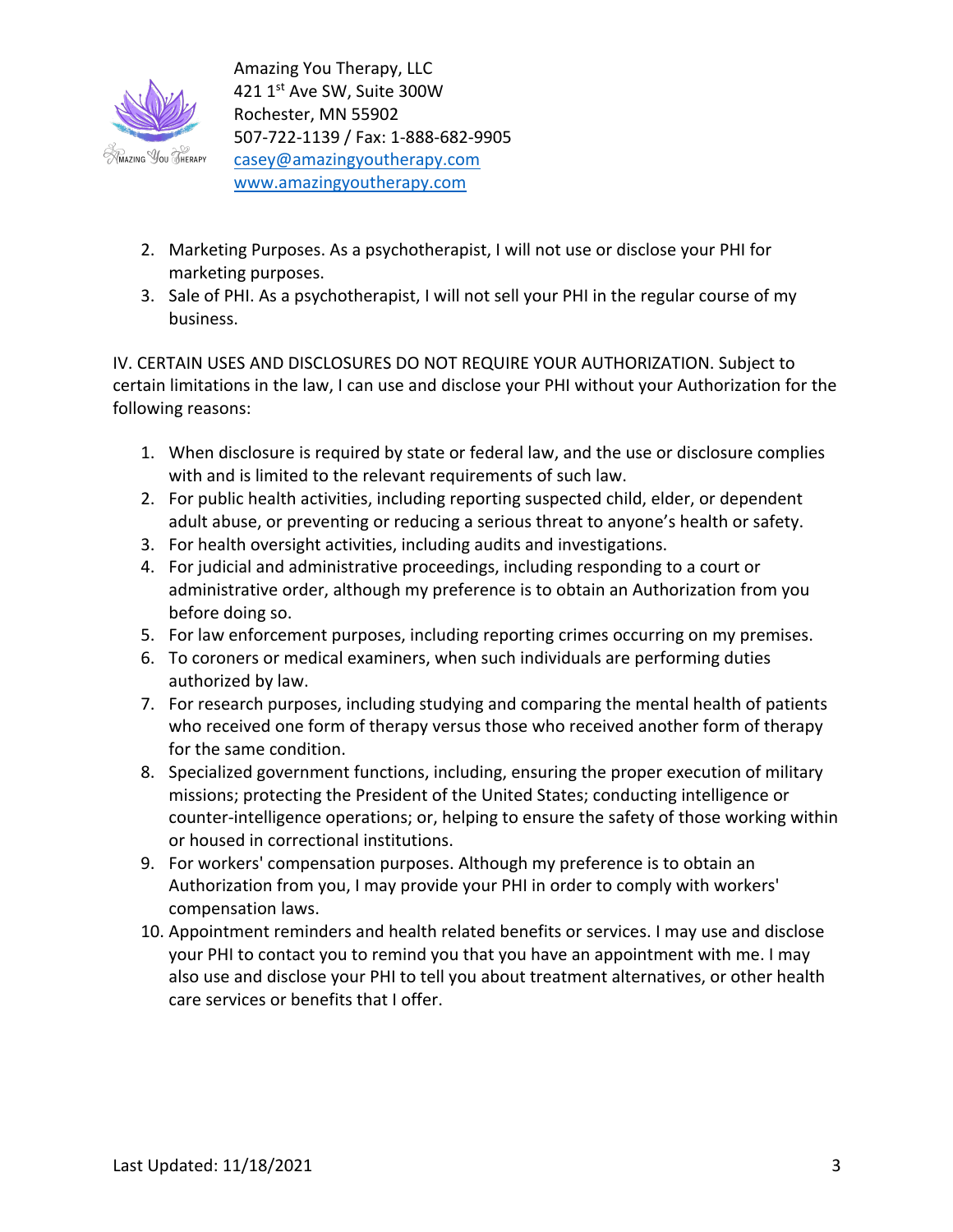2. Marketing Purposes. As a psychotherapist, I will not use or disclose your PHI for marketing purposes.
3. Sale of PHI. As a psychotherapist, I will not sell your PHI in the regular course of my business.

IV. CERTAIN USES AND DISCLOSURES DO NOT REQUIRE YOUR AUTHORIZATION. Subject to certain limitations in the law, I can use and disclose your PHI without your Authorization for the following reasons:

1. When disclosure is required by state or federal law, and the use or disclosure complies with and is limited to the relevant requirements of such law.
2. For public health activities, including reporting suspected child, elder, or dependent adult abuse, or preventing or reducing a serious threat to anyone's health or safety.
3. For health oversight activities, including audits and investigations.
4. For judicial and administrative proceedings, including responding to a court or administrative order, although my preference is to obtain an Authorization from you before doing so.
5. For law enforcement purposes, including reporting crimes occurring on my premises.
6. To coroners or medical examiners, when such individuals are performing duties authorized by law.
7. For research purposes, including studying and comparing the mental health of patients who received one form of therapy versus those who received another form of therapy for the same condition.
8. Specialized government functions, including, ensuring the proper execution of military missions; protecting the President of the United States; conducting intelligence or counter-intelligence operations; or, helping to ensure the safety of those working within or housed in correctional institutions.
9. For workers' compensation purposes. Although my preference is to obtain an Authorization from you, I may provide your PHI in order to comply with workers' compensation laws.
10. Appointment reminders and health related benefits or services. I may use and disclose your PHI to contact you to remind you that you have an appointment with me. I may also use and disclose your PHI to tell you about treatment alternatives, or other health care services or benefits that I offer.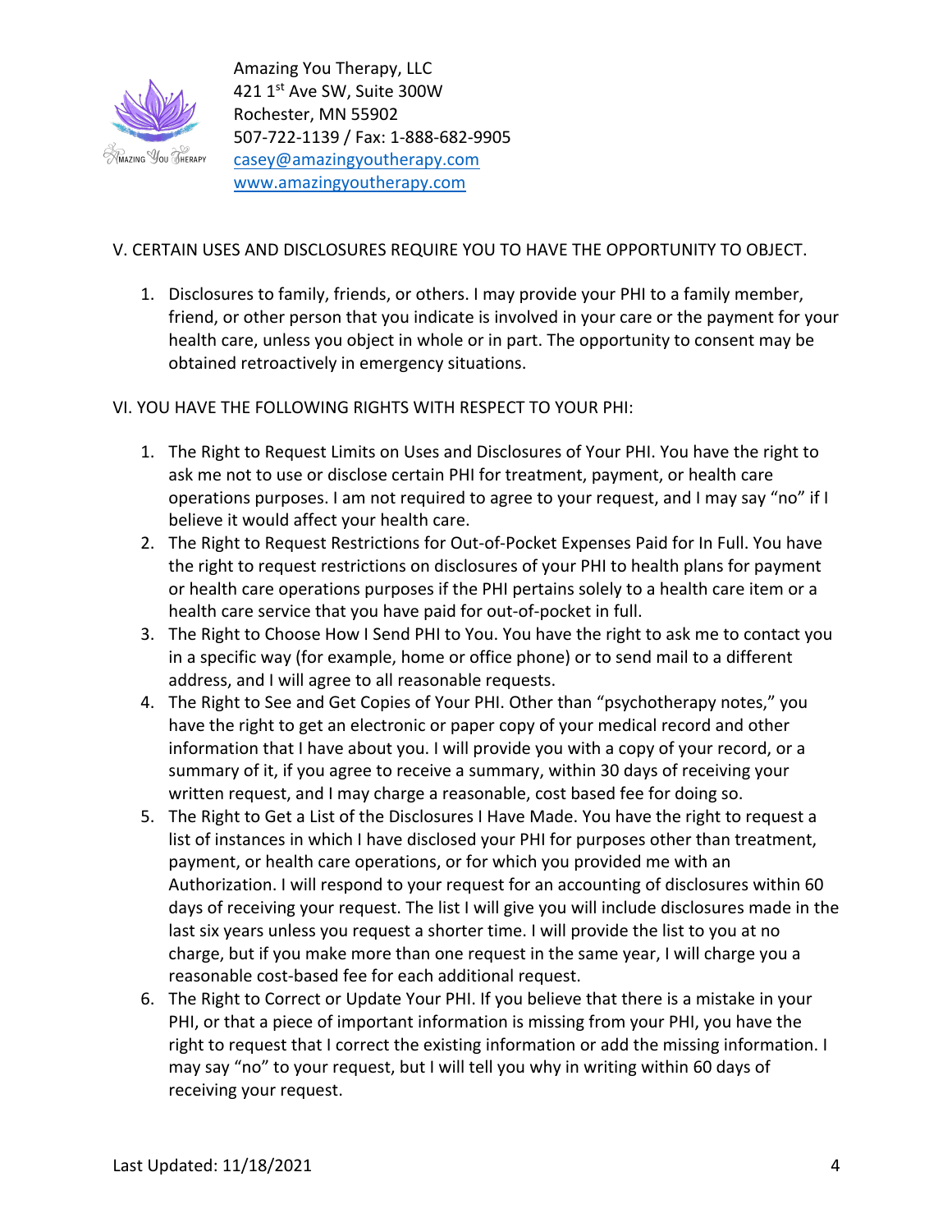V. CERTAIN USES AND DISCLOSURES REQUIRE YOU TO HAVE THE OPPORTUNITY TO OBJECT.

1. Disclosures to family, friends, or others. I may provide your PHI to a family member, friend, or other person that you indicate is involved in your care or the payment for your health care, unless you object in whole or in part. The opportunity to consent may be obtained retroactively in emergency situations.

VI. YOU HAVE THE FOLLOWING RIGHTS WITH RESPECT TO YOUR PHI:

1. The Right to Request Limits on Uses and Disclosures of Your PHI. You have the right to ask me not to use or disclose certain PHI for treatment, payment, or health care operations purposes. I am not required to agree to your request, and I may say "no" if I believe it would affect your health care.
2. The Right to Request Restrictions for Out-of-Pocket Expenses Paid for In Full. You have the right to request restrictions on disclosures of your PHI to health plans for payment or health care operations purposes if the PHI pertains solely to a health care item or a health care service that you have paid for out-of-pocket in full.
3. The Right to Choose How I Send PHI to You. You have the right to ask me to contact you in a specific way (for example, home or office phone) or to send mail to a different address, and I will agree to all reasonable requests.
4. The Right to See and Get Copies of Your PHI. Other than "psychotherapy notes," you have the right to get an electronic or paper copy of your medical record and other information that I have about you. I will provide you with a copy of your record, or a summary of it, if you agree to receive a summary, within 30 days of receiving your written request, and I may charge a reasonable, cost based fee for doing so.
5. The Right to Get a List of the Disclosures I Have Made. You have the right to request a list of instances in which I have disclosed your PHI for purposes other than treatment, payment, or health care operations, or for which you provided me with an Authorization. I will respond to your request for an accounting of disclosures within 60 days of receiving your request. The list I will give you will include disclosures made in the last six years unless you request a shorter time. I will provide the list to you at no charge, but if you make more than one request in the same year, I will charge you a reasonable cost-based fee for each additional request.
6. The Right to Correct or Update Your PHI. If you believe that there is a mistake in your PHI, or that a piece of important information is missing from your PHI, you have the right to request that I correct the existing information or add the missing information. I may say "no" to your request, but I will tell you why in writing within 60 days of receiving your request.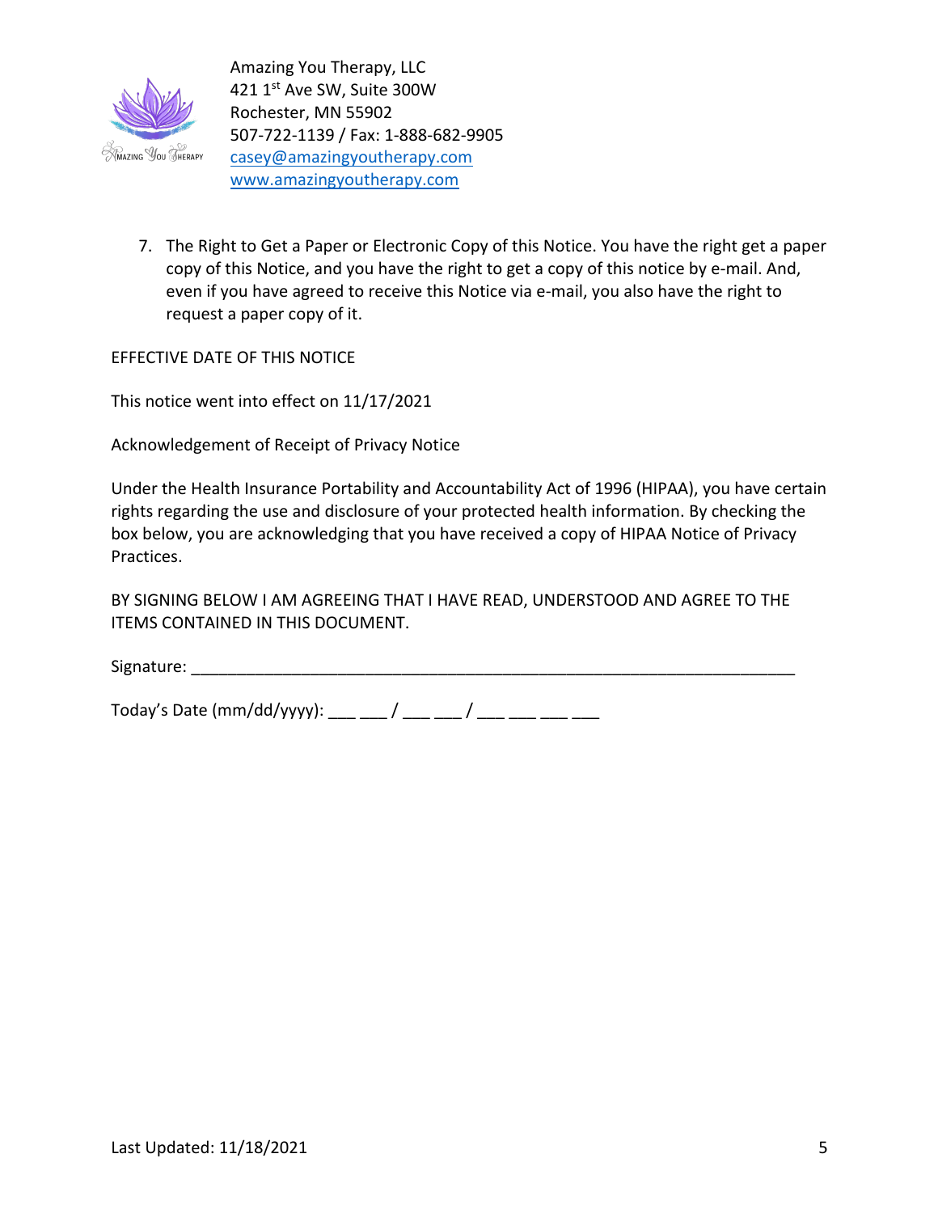Amazing You Therapy, LLC
421 1st Ave SW, Suite 300W
Rochester, MN 55902
507-722-1139 / Fax: 1-888-682-9905
casey@amazingyoutherapy.com
www.amazingyoutherapy.com

7. The Right to Get a Paper or Electronic Copy of this Notice. You have the right get a paper copy of this Notice, and you have the right to get a copy of this notice by e-mail. And, even if you have agreed to receive this Notice via e-mail, you also have the right to request a paper copy of it.

EFFECTIVE DATE OF THIS NOTICE

This notice went into effect on 11/17/2021

Acknowledgement of Receipt of Privacy Notice

Under the Health Insurance Portability and Accountability Act of 1996 (HIPAA), you have certain rights regarding the use and disclosure of your protected health information. By checking the box below, you are acknowledging that you have received a copy of HIPAA Notice of Privacy Practices.

BY SIGNING BELOW I AM AGREEING THAT I HAVE READ, UNDERSTOOD AND AGREE TO THE ITEMS CONTAINED IN THIS DOCUMENT.

Signature: ___________________________________________________________________

Today's Date (mm/dd/yyyy): ___ ___ / ___ ___ / ___ ___ ___ ___

Last Updated: 11/18/2021